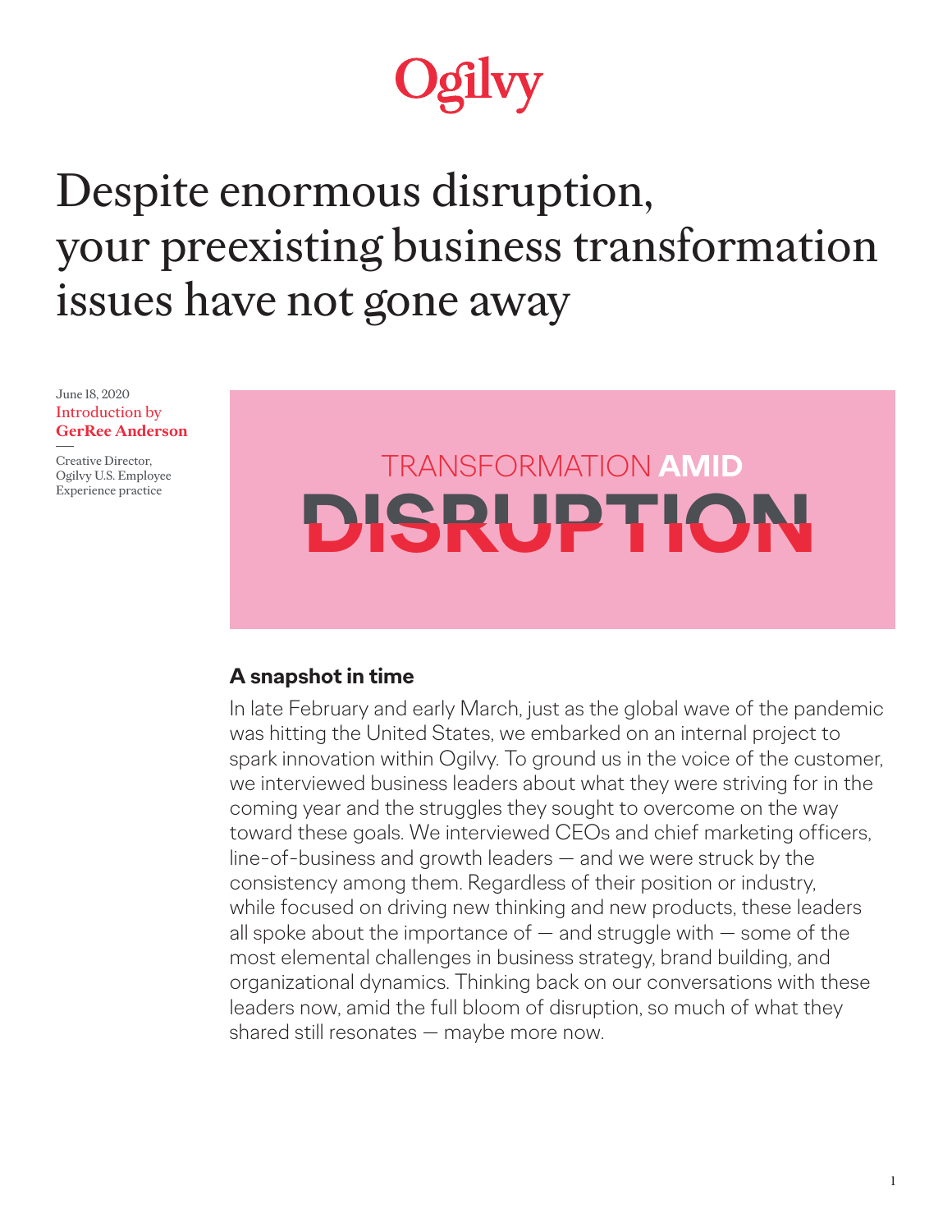Ogilvy

# Despite enormous disruption, your preexisting business transformation issues have not gone away

June 18, 2020
Introduction by
**GerRee Anderson**

Creative Director, Ogilvy U.S. Employee Experience practice

TRANSFORMATION **AMID** **DISRUPTION**

### A snapshot in time

In late February and early March, just as the global wave of the pandemic was hitting the United States, we embarked on an internal project to spark innovation within Ogilvy. To ground us in the voice of the customer, we interviewed business leaders about what they were striving for in the coming year and the struggles they sought to overcome on the way toward these goals. We interviewed CEOs and chief marketing officers, line-of-business and growth leaders — and we were struck by the consistency among them. Regardless of their position or industry, while focused on driving new thinking and new products, these leaders all spoke about the importance of — and struggle with — some of the most elemental challenges in business strategy, brand building, and organizational dynamics. Thinking back on our conversations with these leaders now, amid the full bloom of disruption, so much of what they shared still resonates — maybe more now.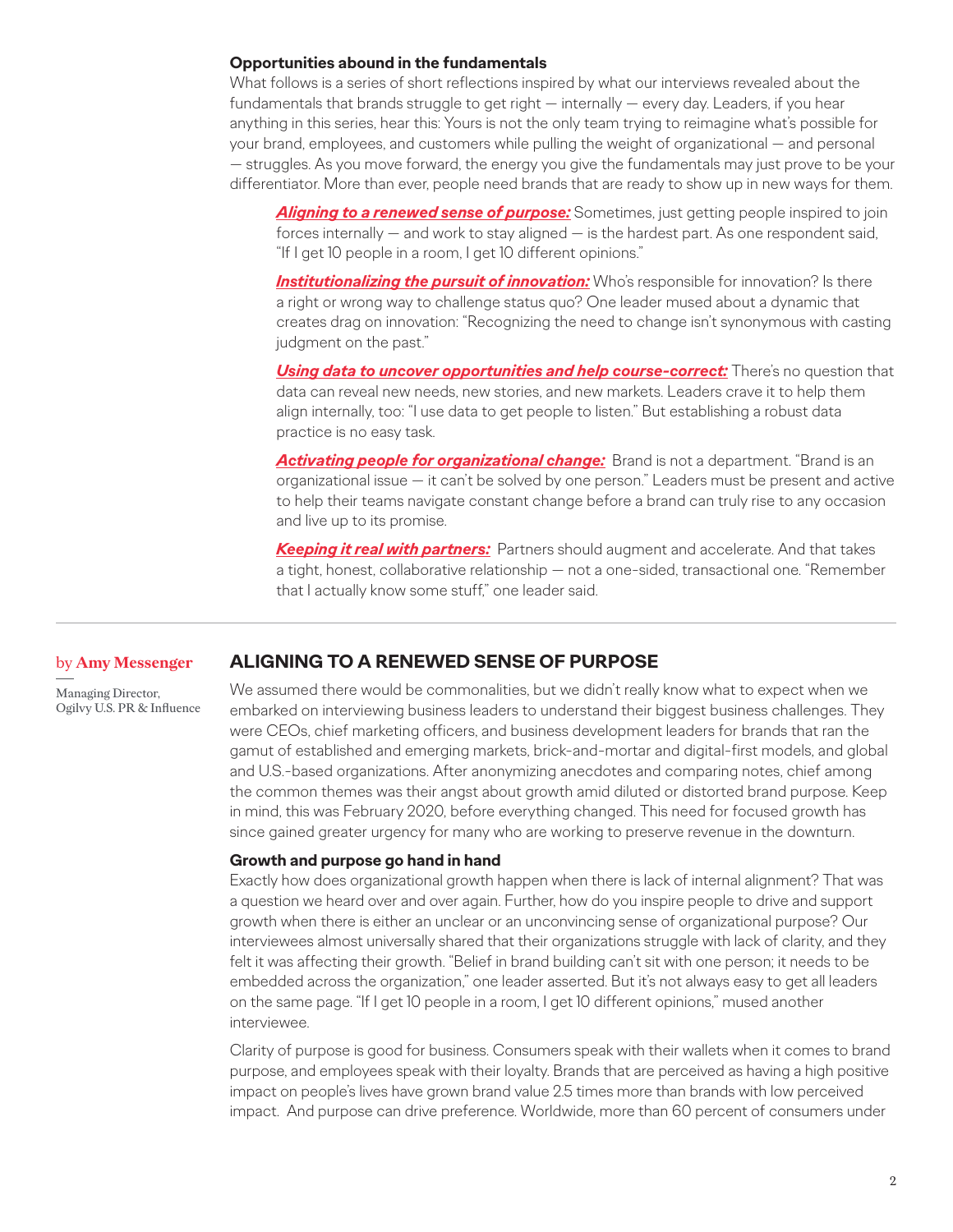### Opportunities abound in the fundamentals

What follows is a series of short reflections inspired by what our interviews revealed about the fundamentals that brands struggle to get right — internally — every day. Leaders, if you hear anything in this series, hear this: Yours is not the only team trying to reimagine what's possible for your brand, employees, and customers while pulling the weight of organizational — and personal — struggles. As you move forward, the energy you give the fundamentals may just prove to be your differentiator. More than ever, people need brands that are ready to show up in new ways for them.

> ***Aligning to a renewed sense of purpose:*** Sometimes, just getting people inspired to join forces internally — and work to stay aligned — is the hardest part. As one respondent said, "If I get 10 people in a room, I get 10 different opinions."
>
> ***Institutionalizing the pursuit of innovation:*** Who's responsible for innovation? Is there a right or wrong way to challenge status quo? One leader mused about a dynamic that creates drag on innovation: "Recognizing the need to change isn't synonymous with casting judgment on the past."
>
> ***Using data to uncover opportunities and help course-correct:*** There's no question that data can reveal new needs, new stories, and new markets. Leaders crave it to help them align internally, too: "I use data to get people to listen." But establishing a robust data practice is no easy task.
>
> ***Activating people for organizational change:*** Brand is not a department. "Brand is an organizational issue — it can't be solved by one person." Leaders must be present and active to help their teams navigate constant change before a brand can truly rise to any occasion and live up to its promise.
>
> ***Keeping it real with partners:*** Partners should augment and accelerate. And that takes a tight, honest, collaborative relationship — not a one-sided, transactional one. "Remember that I actually know some stuff," one leader said.

---

by **Amy Messenger**

Managing Director, Ogilvy U.S. PR & Influence

## ALIGNING TO A RENEWED SENSE OF PURPOSE

We assumed there would be commonalities, but we didn't really know what to expect when we embarked on interviewing business leaders to understand their biggest business challenges. They were CEOs, chief marketing officers, and business development leaders for brands that ran the gamut of established and emerging markets, brick-and-mortar and digital-first models, and global and U.S.-based organizations. After anonymizing anecdotes and comparing notes, chief among the common themes was their angst about growth amid diluted or distorted brand purpose. Keep in mind, this was February 2020, before everything changed. This need for focused growth has since gained greater urgency for many who are working to preserve revenue in the downturn.

### Growth and purpose go hand in hand

Exactly how does organizational growth happen when there is lack of internal alignment? That was a question we heard over and over again. Further, how do you inspire people to drive and support growth when there is either an unclear or an unconvincing sense of organizational purpose? Our interviewees almost universally shared that their organizations struggle with lack of clarity, and they felt it was affecting their growth. "Belief in brand building can't sit with one person; it needs to be embedded across the organization," one leader asserted. But it's not always easy to get all leaders on the same page. "If I get 10 people in a room, I get 10 different opinions," mused another interviewee.

Clarity of purpose is good for business. Consumers speak with their wallets when it comes to brand purpose, and employees speak with their loyalty. Brands that are perceived as having a high positive impact on people's lives have grown brand value 2.5 times more than brands with low perceived impact. And purpose can drive preference. Worldwide, more than 60 percent of consumers under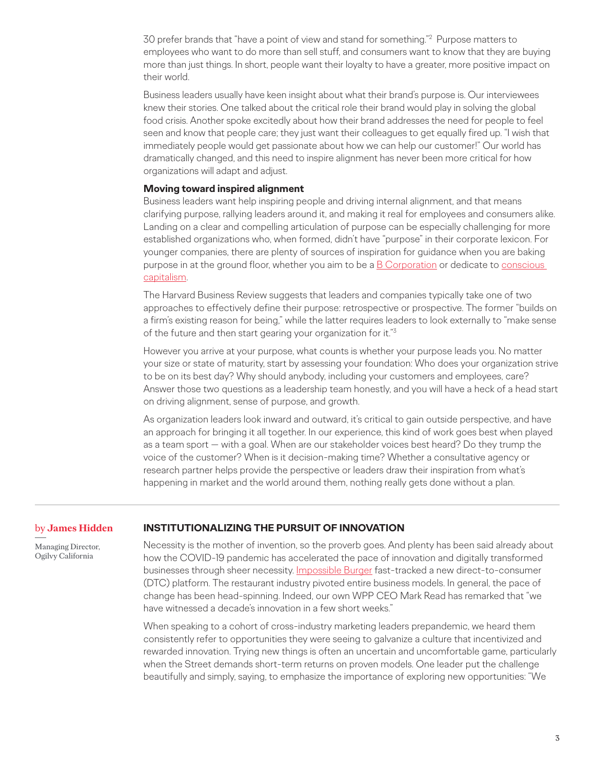30 prefer brands that "have a point of view and stand for something."[2] Purpose matters to employees who want to do more than sell stuff, and consumers want to know that they are buying more than just things. In short, people want their loyalty to have a greater, more positive impact on their world.

Business leaders usually have keen insight about what their brand's purpose is. Our interviewees knew their stories. One talked about the critical role their brand would play in solving the global food crisis. Another spoke excitedly about how their brand addresses the need for people to feel seen and know that people care; they just want their colleagues to get equally fired up. "I wish that immediately people would get passionate about how we can help our customer!" Our world has dramatically changed, and this need to inspire alignment has never been more critical for how organizations will adapt and adjust.

**Moving toward inspired alignment**

Business leaders want help inspiring people and driving internal alignment, and that means clarifying purpose, rallying leaders around it, and making it real for employees and consumers alike. Landing on a clear and compelling articulation of purpose can be especially challenging for more established organizations who, when formed, didn't have "purpose" in their corporate lexicon. For younger companies, there are plenty of sources of inspiration for guidance when you are baking purpose in at the ground floor, whether you aim to be a B Corporation or dedicate to conscious capitalism.

The Harvard Business Review suggests that leaders and companies typically take one of two approaches to effectively define their purpose: retrospective or prospective. The former "builds on a firm's existing reason for being," while the latter requires leaders to look externally to "make sense of the future and then start gearing your organization for it."[3]

However you arrive at your purpose, what counts is whether your purpose leads you. No matter your size or state of maturity, start by assessing your foundation: Who does your organization strive to be on its best day? Why should anybody, including your customers and employees, care? Answer those two questions as a leadership team honestly, and you will have a heck of a head start on driving alignment, sense of purpose, and growth.

As organization leaders look inward and outward, it's critical to gain outside perspective, and have an approach for bringing it all together. In our experience, this kind of work goes best when played as a team sport — with a goal. When are our stakeholder voices best heard? Do they trump the voice of the customer? When is it decision-making time? Whether a consultative agency or research partner helps provide the perspective or leaders draw their inspiration from what's happening in market and the world around them, nothing really gets done without a plan.

---

by **James Hidden**

Managing Director, Ogilvy California

## INSTITUTIONALIZING THE PURSUIT OF INNOVATION

Necessity is the mother of invention, so the proverb goes. And plenty has been said already about how the COVID-19 pandemic has accelerated the pace of innovation and digitally transformed businesses through sheer necessity. Impossible Burger fast-tracked a new direct-to-consumer (DTC) platform. The restaurant industry pivoted entire business models. In general, the pace of change has been head-spinning. Indeed, our own WPP CEO Mark Read has remarked that "we have witnessed a decade's innovation in a few short weeks."

When speaking to a cohort of cross-industry marketing leaders prepandemic, we heard them consistently refer to opportunities they were seeing to galvanize a culture that incentivized and rewarded innovation. Trying new things is often an uncertain and uncomfortable game, particularly when the Street demands short-term returns on proven models. One leader put the challenge beautifully and simply, saying, to emphasize the importance of exploring new opportunities: "We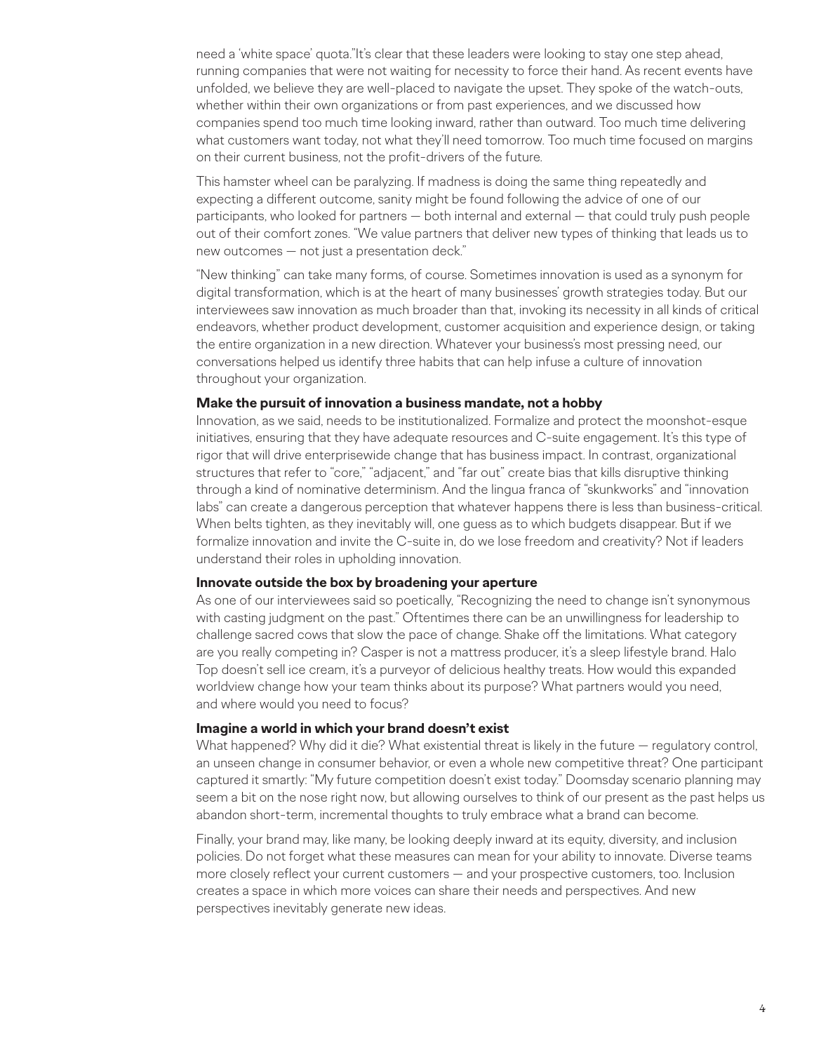need a 'white space' quota."It's clear that these leaders were looking to stay one step ahead, running companies that were not waiting for necessity to force their hand. As recent events have unfolded, we believe they are well-placed to navigate the upset. They spoke of the watch-outs, whether within their own organizations or from past experiences, and we discussed how companies spend too much time looking inward, rather than outward. Too much time delivering what customers want today, not what they'll need tomorrow. Too much time focused on margins on their current business, not the profit-drivers of the future.

This hamster wheel can be paralyzing. If madness is doing the same thing repeatedly and expecting a different outcome, sanity might be found following the advice of one of our participants, who looked for partners — both internal and external — that could truly push people out of their comfort zones. "We value partners that deliver new types of thinking that leads us to new outcomes — not just a presentation deck."

"New thinking" can take many forms, of course. Sometimes innovation is used as a synonym for digital transformation, which is at the heart of many businesses' growth strategies today. But our interviewees saw innovation as much broader than that, invoking its necessity in all kinds of critical endeavors, whether product development, customer acquisition and experience design, or taking the entire organization in a new direction. Whatever your business's most pressing need, our conversations helped us identify three habits that can help infuse a culture of innovation throughout your organization.

**Make the pursuit of innovation a business mandate, not a hobby**

Innovation, as we said, needs to be institutionalized. Formalize and protect the moonshot-esque initiatives, ensuring that they have adequate resources and C-suite engagement. It's this type of rigor that will drive enterprisewide change that has business impact. In contrast, organizational structures that refer to "core," "adjacent," and "far out" create bias that kills disruptive thinking through a kind of nominative determinism. And the lingua franca of "skunkworks" and "innovation labs" can create a dangerous perception that whatever happens there is less than business-critical. When belts tighten, as they inevitably will, one guess as to which budgets disappear. But if we formalize innovation and invite the C-suite in, do we lose freedom and creativity? Not if leaders understand their roles in upholding innovation.

**Innovate outside the box by broadening your aperture**

As one of our interviewees said so poetically, "Recognizing the need to change isn't synonymous with casting judgment on the past." Oftentimes there can be an unwillingness for leadership to challenge sacred cows that slow the pace of change. Shake off the limitations. What category are you really competing in? Casper is not a mattress producer, it's a sleep lifestyle brand. Halo Top doesn't sell ice cream, it's a purveyor of delicious healthy treats. How would this expanded worldview change how your team thinks about its purpose? What partners would you need, and where would you need to focus?

**Imagine a world in which your brand doesn't exist**

What happened? Why did it die? What existential threat is likely in the future — regulatory control, an unseen change in consumer behavior, or even a whole new competitive threat? One participant captured it smartly: "My future competition doesn't exist today." Doomsday scenario planning may seem a bit on the nose right now, but allowing ourselves to think of our present as the past helps us abandon short-term, incremental thoughts to truly embrace what a brand can become.

Finally, your brand may, like many, be looking deeply inward at its equity, diversity, and inclusion policies. Do not forget what these measures can mean for your ability to innovate. Diverse teams more closely reflect your current customers — and your prospective customers, too. Inclusion creates a space in which more voices can share their needs and perspectives. And new perspectives inevitably generate new ideas.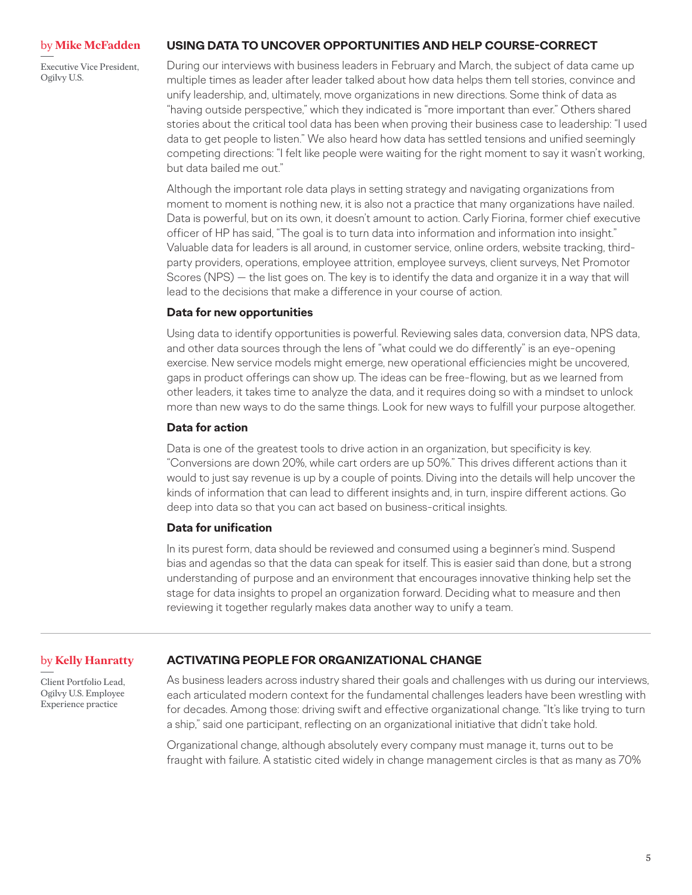by **Mike McFadden**

Executive Vice President, Ogilvy U.S.

## USING DATA TO UNCOVER OPPORTUNITIES AND HELP COURSE-CORRECT

During our interviews with business leaders in February and March, the subject of data came up multiple times as leader after leader talked about how data helps them tell stories, convince and unify leadership, and, ultimately, move organizations in new directions. Some think of data as "having outside perspective," which they indicated is "more important than ever." Others shared stories about the critical tool data has been when proving their business case to leadership: "I used data to get people to listen." We also heard how data has settled tensions and unified seemingly competing directions: "I felt like people were waiting for the right moment to say it wasn't working, but data bailed me out."

Although the important role data plays in setting strategy and navigating organizations from moment to moment is nothing new, it is also not a practice that many organizations have nailed. Data is powerful, but on its own, it doesn't amount to action. Carly Fiorina, former chief executive officer of HP has said, "The goal is to turn data into information and information into insight." Valuable data for leaders is all around, in customer service, online orders, website tracking, third-party providers, operations, employee attrition, employee surveys, client surveys, Net Promotor Scores (NPS) — the list goes on. The key is to identify the data and organize it in a way that will lead to the decisions that make a difference in your course of action.

### Data for new opportunities

Using data to identify opportunities is powerful. Reviewing sales data, conversion data, NPS data, and other data sources through the lens of "what could we do differently" is an eye-opening exercise. New service models might emerge, new operational efficiencies might be uncovered, gaps in product offerings can show up. The ideas can be free-flowing, but as we learned from other leaders, it takes time to analyze the data, and it requires doing so with a mindset to unlock more than new ways to do the same things. Look for new ways to fulfill your purpose altogether.

### Data for action

Data is one of the greatest tools to drive action in an organization, but specificity is key. "Conversions are down 20%, while cart orders are up 50%." This drives different actions than it would to just say revenue is up by a couple of points. Diving into the details will help uncover the kinds of information that can lead to different insights and, in turn, inspire different actions. Go deep into data so that you can act based on business-critical insights.

### Data for unification

In its purest form, data should be reviewed and consumed using a beginner's mind. Suspend bias and agendas so that the data can speak for itself. This is easier said than done, but a strong understanding of purpose and an environment that encourages innovative thinking help set the stage for data insights to propel an organization forward. Deciding what to measure and then reviewing it together regularly makes data another way to unify a team.

---

by **Kelly Hanratty**

Client Portfolio Lead, Ogilvy U.S. Employee Experience practice

## ACTIVATING PEOPLE FOR ORGANIZATIONAL CHANGE

As business leaders across industry shared their goals and challenges with us during our interviews, each articulated modern context for the fundamental challenges leaders have been wrestling with for decades. Among those: driving swift and effective organizational change. "It's like trying to turn a ship," said one participant, reflecting on an organizational initiative that didn't take hold.

Organizational change, although absolutely every company must manage it, turns out to be fraught with failure. A statistic cited widely in change management circles is that as many as 70%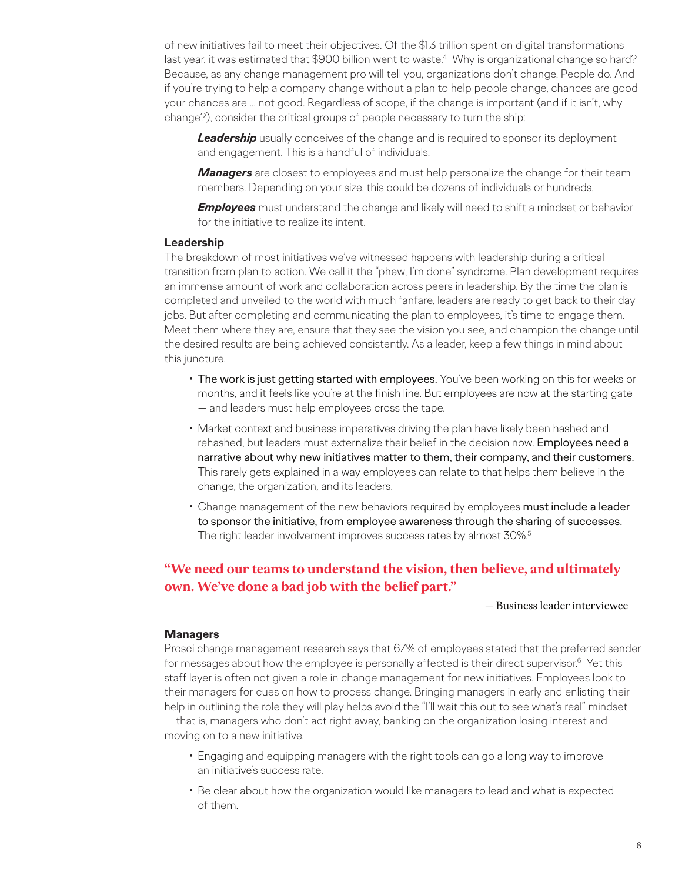of new initiatives fail to meet their objectives. Of the $1.3 trillion spent on digital transformations last year, it was estimated that $900 billion went to waste.[4] Why is organizational change so hard? Because, as any change management pro will tell you, organizations don't change. People do. And if you're trying to help a company change without a plan to help people change, chances are good your chances are … not good. Regardless of scope, if the change is important (and if it isn't, why change?), consider the critical groups of people necessary to turn the ship:

***Leadership*** usually conceives of the change and is required to sponsor its deployment and engagement. This is a handful of individuals.

***Managers*** are closest to employees and must help personalize the change for their team members. Depending on your size, this could be dozens of individuals or hundreds.

***Employees*** must understand the change and likely will need to shift a mindset or behavior for the initiative to realize its intent.

**Leadership**

The breakdown of most initiatives we've witnessed happens with leadership during a critical transition from plan to action. We call it the "phew, I'm done" syndrome. Plan development requires an immense amount of work and collaboration across peers in leadership. By the time the plan is completed and unveiled to the world with much fanfare, leaders are ready to get back to their day jobs. But after completing and communicating the plan to employees, it's time to engage them. Meet them where they are, ensure that they see the vision you see, and champion the change until the desired results are being achieved consistently. As a leader, keep a few things in mind about this juncture.

- The work is just getting started with employees. You've been working on this for weeks or months, and it feels like you're at the finish line. But employees are now at the starting gate — and leaders must help employees cross the tape.
- Market context and business imperatives driving the plan have likely been hashed and rehashed, but leaders must externalize their belief in the decision now. Employees need a narrative about why new initiatives matter to them, their company, and their customers. This rarely gets explained in a way employees can relate to that helps them believe in the change, the organization, and its leaders.
- Change management of the new behaviors required by employees must include a leader to sponsor the initiative, from employee awareness through the sharing of successes. The right leader involvement improves success rates by almost 30%.[5]

> **"We need our teams to understand the vision, then believe, and ultimately own. We've done a bad job with the belief part."**
>
> — Business leader interviewee

**Managers**

Prosci change management research says that 67% of employees stated that the preferred sender for messages about how the employee is personally affected is their direct supervisor.[6] Yet this staff layer is often not given a role in change management for new initiatives. Employees look to their managers for cues on how to process change. Bringing managers in early and enlisting their help in outlining the role they will play helps avoid the "I'll wait this out to see what's real" mindset — that is, managers who don't act right away, banking on the organization losing interest and moving on to a new initiative.

- Engaging and equipping managers with the right tools can go a long way to improve an initiative's success rate.
- Be clear about how the organization would like managers to lead and what is expected of them.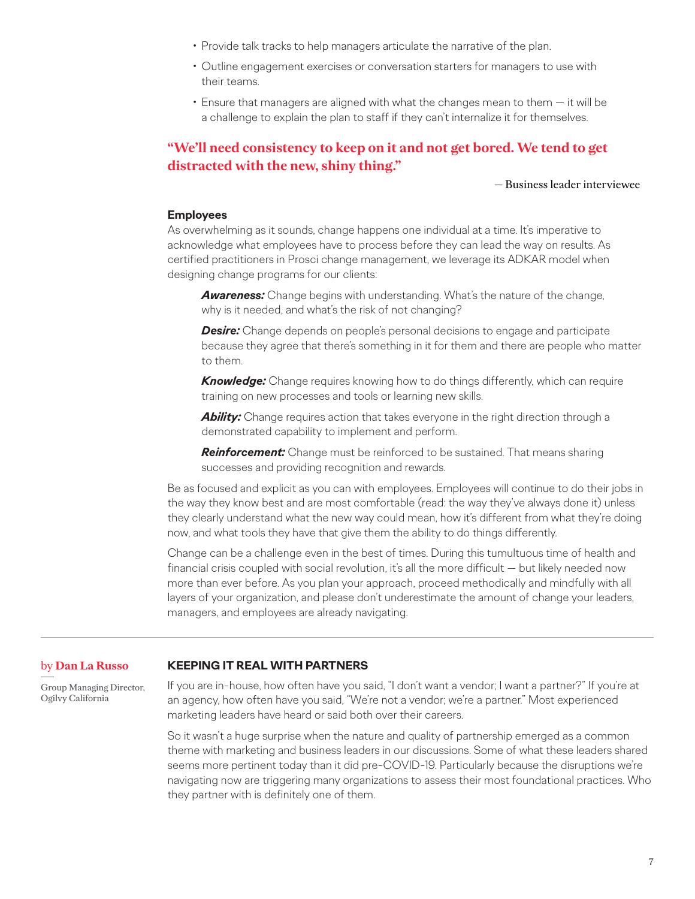- Provide talk tracks to help managers articulate the narrative of the plan.
- Outline engagement exercises or conversation starters for managers to use with their teams.
- Ensure that managers are aligned with what the changes mean to them — it will be a challenge to explain the plan to staff if they can't internalize it for themselves.

> **"We'll need consistency to keep on it and not get bored. We tend to get distracted with the new, shiny thing."**
>
> — Business leader interviewee

**Employees**

As overwhelming as it sounds, change happens one individual at a time. It's imperative to acknowledge what employees have to process before they can lead the way on results. As certified practitioners in Prosci change management, we leverage its ADKAR model when designing change programs for our clients:

***Awareness:*** Change begins with understanding. What's the nature of the change, why is it needed, and what's the risk of not changing?

***Desire:*** Change depends on people's personal decisions to engage and participate because they agree that there's something in it for them and there are people who matter to them.

***Knowledge:*** Change requires knowing how to do things differently, which can require training on new processes and tools or learning new skills.

***Ability:*** Change requires action that takes everyone in the right direction through a demonstrated capability to implement and perform.

***Reinforcement:*** Change must be reinforced to be sustained. That means sharing successes and providing recognition and rewards.

Be as focused and explicit as you can with employees. Employees will continue to do their jobs in the way they know best and are most comfortable (read: the way they've always done it) unless they clearly understand what the new way could mean, how it's different from what they're doing now, and what tools they have that give them the ability to do things differently.

Change can be a challenge even in the best of times. During this tumultuous time of health and financial crisis coupled with social revolution, it's all the more difficult — but likely needed now more than ever before. As you plan your approach, proceed methodically and mindfully with all layers of your organization, and please don't underestimate the amount of change your leaders, managers, and employees are already navigating.

---

by **Dan La Russo**

Group Managing Director, Ogilvy California

## KEEPING IT REAL WITH PARTNERS

If you are in-house, how often have you said, "I don't want a vendor; I want a partner?" If you're at an agency, how often have you said, "We're not a vendor; we're a partner." Most experienced marketing leaders have heard or said both over their careers.

So it wasn't a huge surprise when the nature and quality of partnership emerged as a common theme with marketing and business leaders in our discussions. Some of what these leaders shared seems more pertinent today than it did pre-COVID-19. Particularly because the disruptions we're navigating now are triggering many organizations to assess their most foundational practices. Who they partner with is definitely one of them.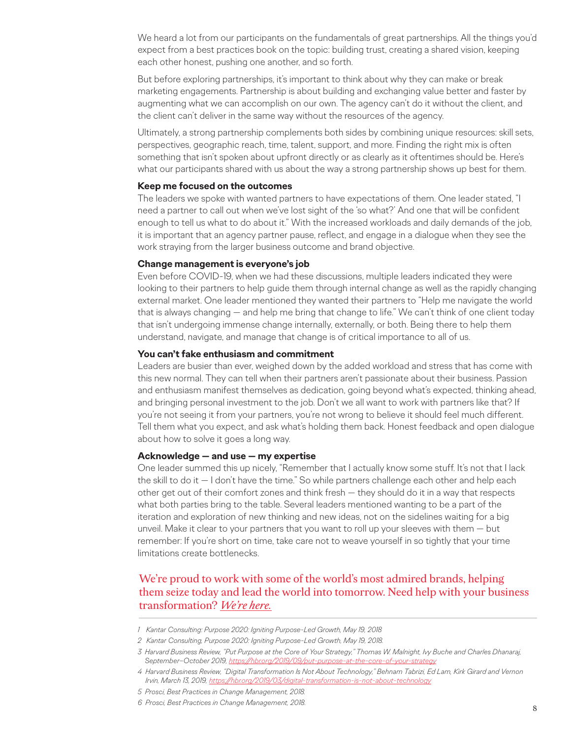We heard a lot from our participants on the fundamentals of great partnerships. All the things you'd expect from a best practices book on the topic: building trust, creating a shared vision, keeping each other honest, pushing one another, and so forth.

But before exploring partnerships, it's important to think about why they can make or break marketing engagements. Partnership is about building and exchanging value better and faster by augmenting what we can accomplish on our own. The agency can't do it without the client, and the client can't deliver in the same way without the resources of the agency.

Ultimately, a strong partnership complements both sides by combining unique resources: skill sets, perspectives, geographic reach, time, talent, support, and more. Finding the right mix is often something that isn't spoken about upfront directly or as clearly as it oftentimes should be. Here's what our participants shared with us about the way a strong partnership shows up best for them.

**Keep me focused on the outcomes**

The leaders we spoke with wanted partners to have expectations of them. One leader stated, "I need a partner to call out when we've lost sight of the 'so what?' And one that will be confident enough to tell us what to do about it." With the increased workloads and daily demands of the job, it is important that an agency partner pause, reflect, and engage in a dialogue when they see the work straying from the larger business outcome and brand objective.

**Change management is everyone's job**

Even before COVID-19, when we had these discussions, multiple leaders indicated they were looking to their partners to help guide them through internal change as well as the rapidly changing external market. One leader mentioned they wanted their partners to "Help me navigate the world that is always changing — and help me bring that change to life." We can't think of one client today that isn't undergoing immense change internally, externally, or both. Being there to help them understand, navigate, and manage that change is of critical importance to all of us.

**You can't fake enthusiasm and commitment**

Leaders are busier than ever, weighed down by the added workload and stress that has come with this new normal. They can tell when their partners aren't passionate about their business. Passion and enthusiasm manifest themselves as dedication, going beyond what's expected, thinking ahead, and bringing personal investment to the job. Don't we all want to work with partners like that? If you're not seeing it from your partners, you're not wrong to believe it should feel much different. Tell them what you expect, and ask what's holding them back. Honest feedback and open dialogue about how to solve it goes a long way.

**Acknowledge — and use — my expertise**

One leader summed this up nicely, "Remember that I actually know some stuff. It's not that I lack the skill to do it — I don't have the time." So while partners challenge each other and help each other get out of their comfort zones and think fresh — they should do it in a way that respects what both parties bring to the table. Several leaders mentioned wanting to be a part of the iteration and exploration of new thinking and new ideas, not on the sidelines waiting for a big unveil. Make it clear to your partners that you want to roll up your sleeves with them — but remember: If you're short on time, take care not to weave yourself in so tightly that your time limitations create bottlenecks.

We're proud to work with some of the world's most admired brands, helping them seize today and lead the world into tomorrow. Need help with your business transformation? *We're here.*

---

1 Kantar Consulting: Purpose 2020: Igniting Purpose-Led Growth, May 19, 2018

2 Kantar Consulting, Purpose 2020: Igniting Purpose-Led Growth, May 19, 2018.

3 Harvard Business Review, "Put Purpose at the Core of Your Strategy," Thomas W. Malnight, Ivy Buche and Charles Dhanaraj, September–October 2019, https://hbr.org/2019/09/put-purpose-at-the-core-of-your-strategy

4 Harvard Business Review, "Digital Transformation Is Not About Technology," Behnam Tabrizi, Ed Lam, Kirk Girard and Vernon Irvin, March 13, 2019, https://hbr.org/2019/03/digital-transformation-is-not-about-technology

5 Prosci, Best Practices in Change Management, 2018.

6 Prosci, Best Practices in Change Management, 2018.